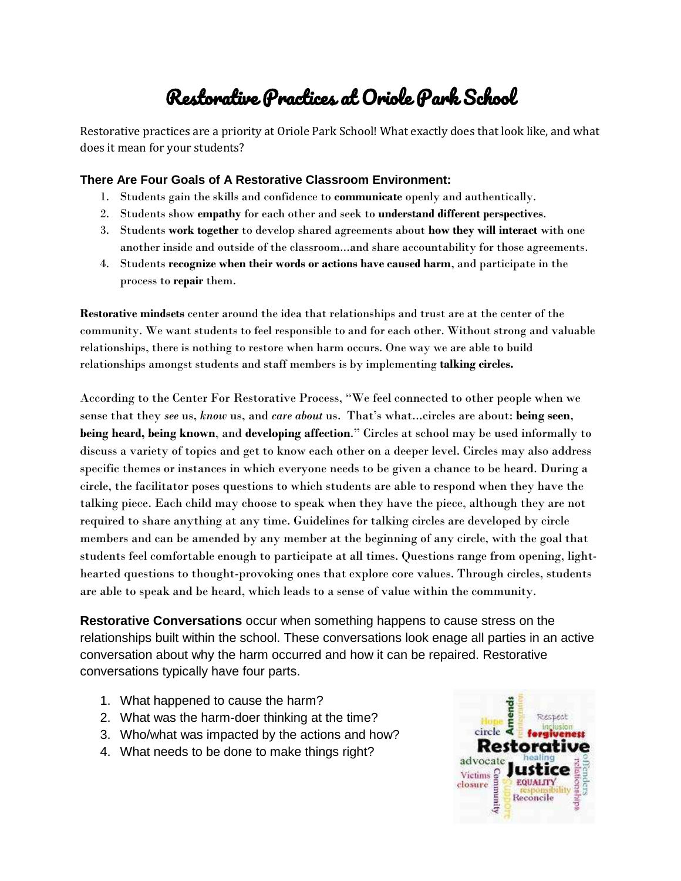# Restorative Practices at Oriole Park School

Restorative practices are a priority at Oriole Park School! What exactly does that look like, and what does it mean for your students?

### There Are Four Goals of A Restorative Classroom Environment:

1. Students gain the skills and confidence to **communicate** openly and authentically.
2. Students show **empathy** for each other and seek to **understand different perspectives**.
3. Students **work together** to develop shared agreements about **how they will interact** with one another inside and outside of the classroom...and share accountability for those agreements.
4. Students **recognize when their words or actions have caused harm**, and participate in the process to **repair** them.

**Restorative mindsets** center around the idea that relationships and trust are at the center of the community. We want students to feel responsible to and for each other. Without strong and valuable relationships, there is nothing to restore when harm occurs. One way we are able to build relationships amongst students and staff members is by implementing **talking circles.**

According to the Center For Restorative Process, "We feel connected to other people when we sense that they *see* us, *know* us, and *care about* us. That's what...circles are about: **being seen**, **being heard, being known**, and **developing affection**." Circles at school may be used informally to discuss a variety of topics and get to know each other on a deeper level. Circles may also address specific themes or instances in which everyone needs to be given a chance to be heard. During a circle, the facilitator poses questions to which students are able to respond when they have the talking piece. Each child may choose to speak when they have the piece, although they are not required to share anything at any time. Guidelines for talking circles are developed by circle members and can be amended by any member at the beginning of any circle, with the goal that students feel comfortable enough to participate at all times. Questions range from opening, light-hearted questions to thought-provoking ones that explore core values. Through circles, students are able to speak and be heard, which leads to a sense of value within the community.

**Restorative Conversations** occur when something happens to cause stress on the relationships built within the school. These conversations look enage all parties in an active conversation about why the harm occurred and how it can be repaired. Restorative conversations typically have four parts.

1. What happened to cause the harm?
2. What was the harm-doer thinking at the time?
3. Who/what was impacted by the actions and how?
4. What needs to be done to make things right?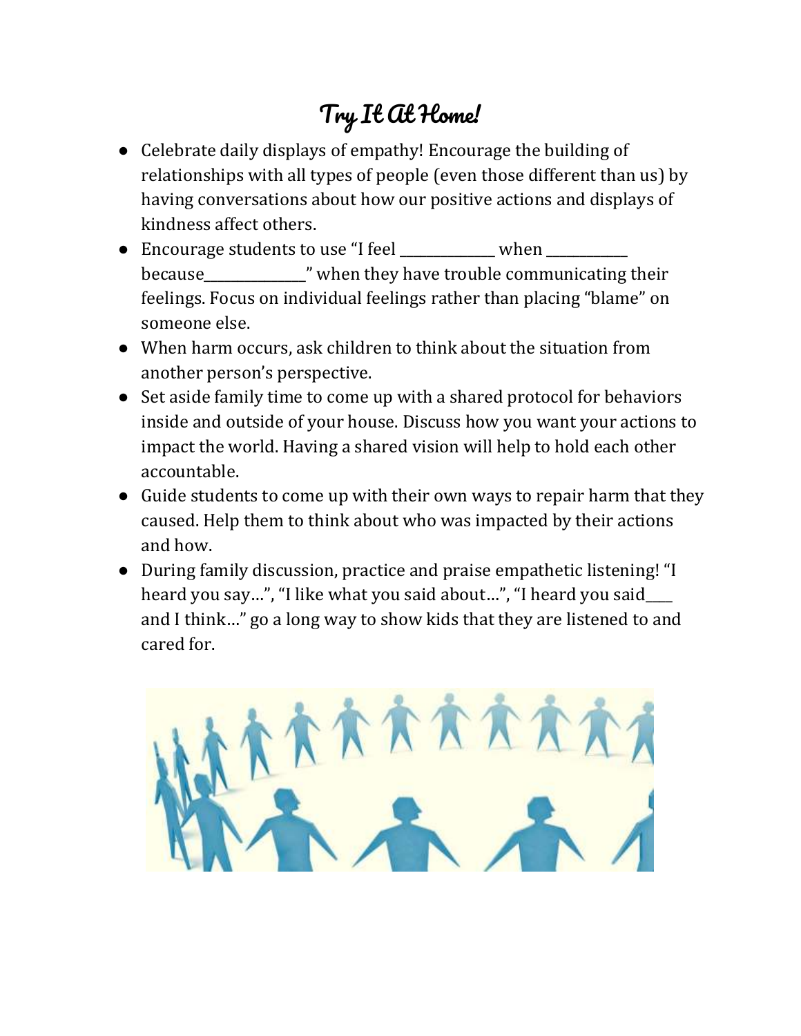# Try It At Home!

- Celebrate daily displays of empathy! Encourage the building of relationships with all types of people (even those different than us) by having conversations about how our positive actions and displays of kindness affect others.
- Encourage students to use "I feel _____________ when ___________ because______________" when they have trouble communicating their feelings. Focus on individual feelings rather than placing "blame" on someone else.
- When harm occurs, ask children to think about the situation from another person's perspective.
- Set aside family time to come up with a shared protocol for behaviors inside and outside of your house. Discuss how you want your actions to impact the world. Having a shared vision will help to hold each other accountable.
- Guide students to come up with their own ways to repair harm that they caused. Help them to think about who was impacted by their actions and how.
- During family discussion, practice and praise empathetic listening! "I heard you say…", "I like what you said about…", "I heard you said____ and I think…" go a long way to show kids that they are listened to and cared for.